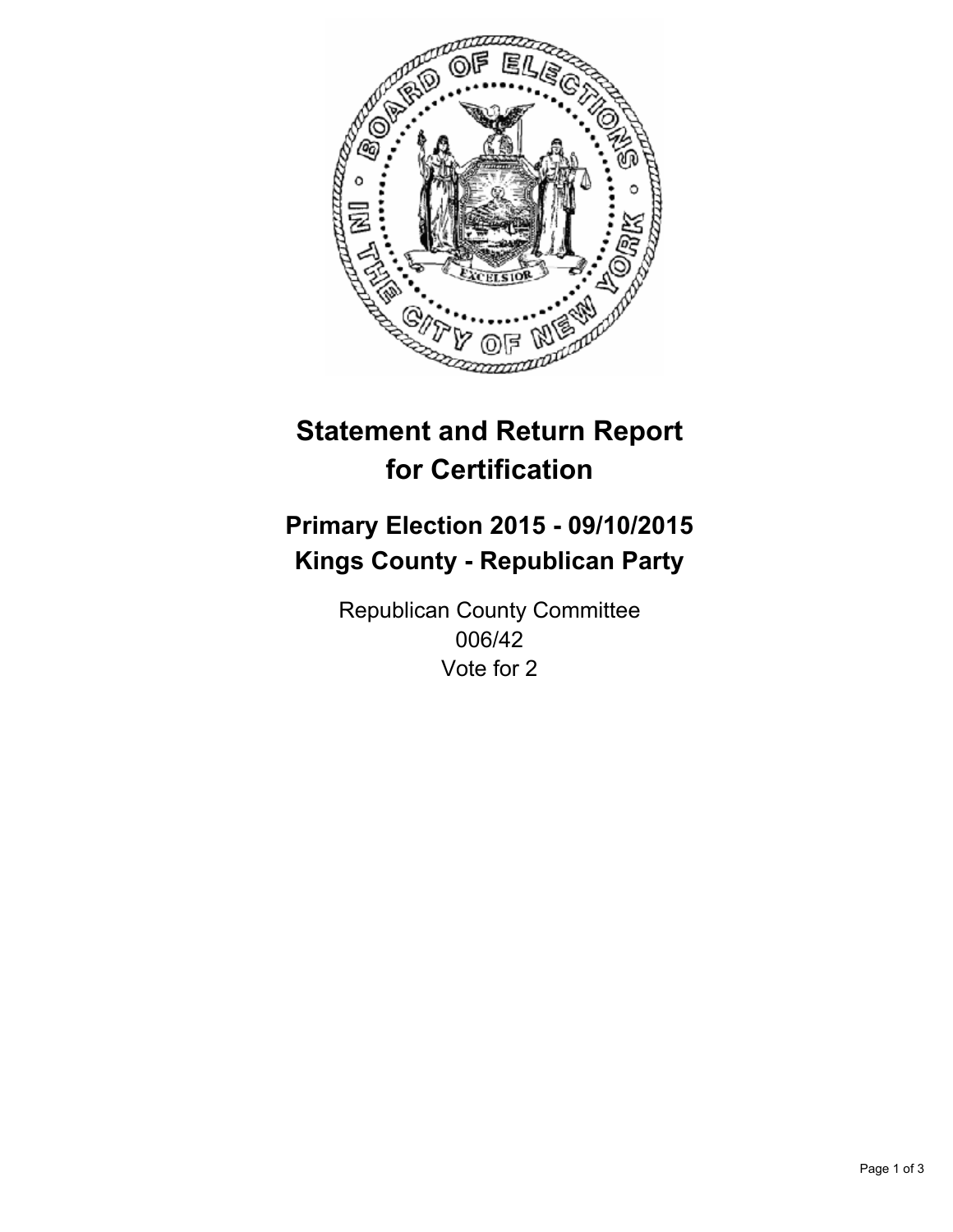# Statement and Return Report for Certification

## Primary Election 2015 - 09/10/2015
## Kings County - Republican Party

Republican County Committee
006/42
Vote for 2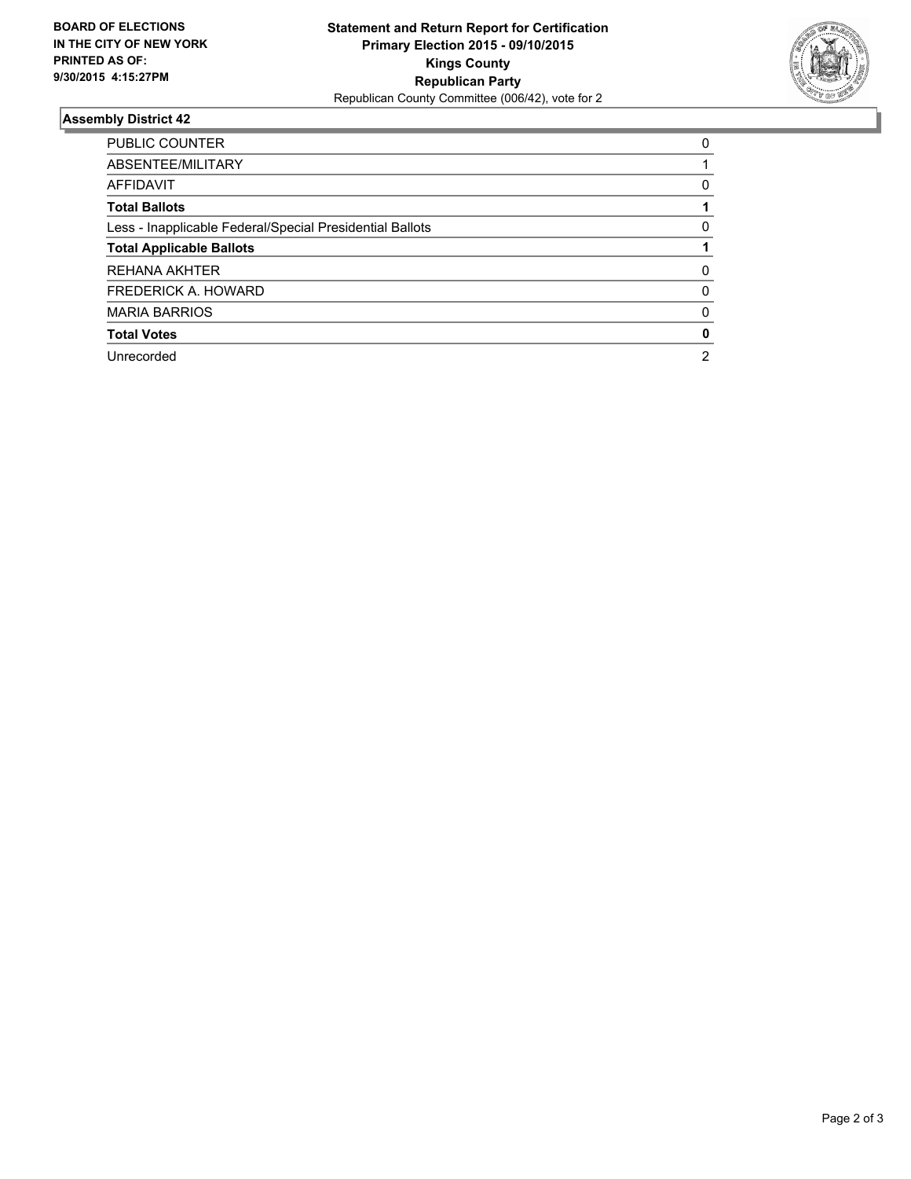**BOARD OF ELECTIONS IN THE CITY OF NEW YORK PRINTED AS OF: 9/30/2015 4:15:27PM**

**Statement and Return Report for Certification**
**Primary Election 2015 - 09/10/2015**
**Kings County**
**Republican Party**
Republican County Committee (006/42), vote for 2

### Assembly District 42

| | |
|---|---|
| PUBLIC COUNTER | 0 |
| ABSENTEE/MILITARY | 1 |
| AFFIDAVIT | 0 |
| **Total Ballots** | **1** |
| Less - Inapplicable Federal/Special Presidential Ballots | 0 |
| **Total Applicable Ballots** | **1** |
| REHANA AKHTER | 0 |
| FREDERICK A. HOWARD | 0 |
| MARIA BARRIOS | 0 |
| **Total Votes** | **0** |
| Unrecorded | 2 |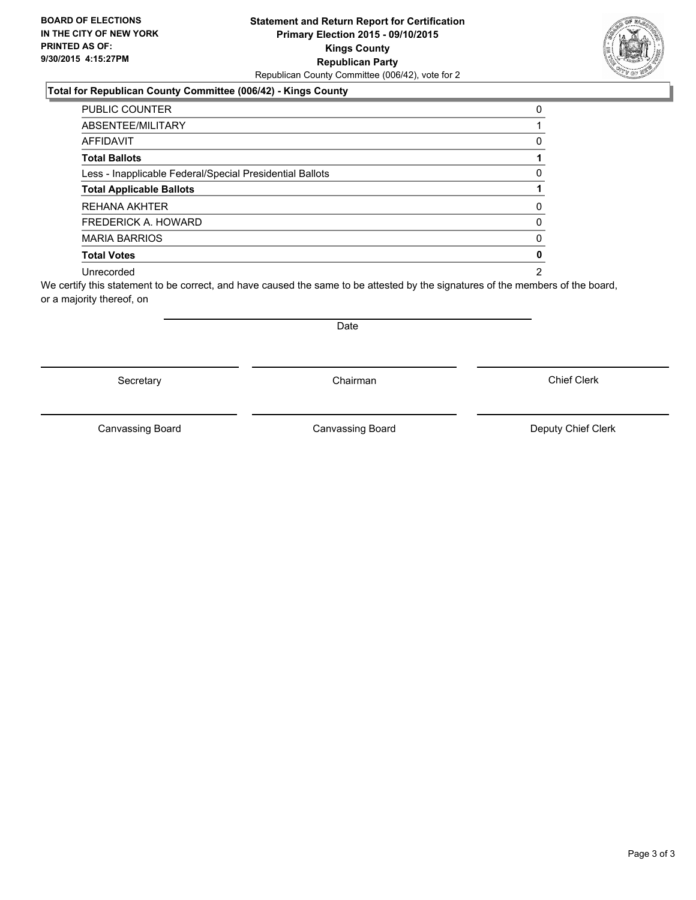**BOARD OF ELECTIONS IN THE CITY OF NEW YORK PRINTED AS OF: 9/30/2015 4:15:27PM**

**Statement and Return Report for Certification**
**Primary Election 2015 - 09/10/2015**
**Kings County**
**Republican Party**
Republican County Committee (006/42), vote for 2

**Total for Republican County Committee (006/42) - Kings County**

| | |
|---|---|
| PUBLIC COUNTER | 0 |
| ABSENTEE/MILITARY | 1 |
| AFFIDAVIT | 0 |
| **Total Ballots** | **1** |
| Less - Inapplicable Federal/Special Presidential Ballots | 0 |
| **Total Applicable Ballots** | **1** |
| REHANA AKHTER | 0 |
| FREDERICK A. HOWARD | 0 |
| MARIA BARRIOS | 0 |
| **Total Votes** | **0** |
| Unrecorded | 2 |

We certify this statement to be correct, and have caused the same to be attested by the signatures of the members of the board, or a majority thereof, on

Date

Secretary

Chairman

Chief Clerk

Canvassing Board

Canvassing Board

Deputy Chief Clerk